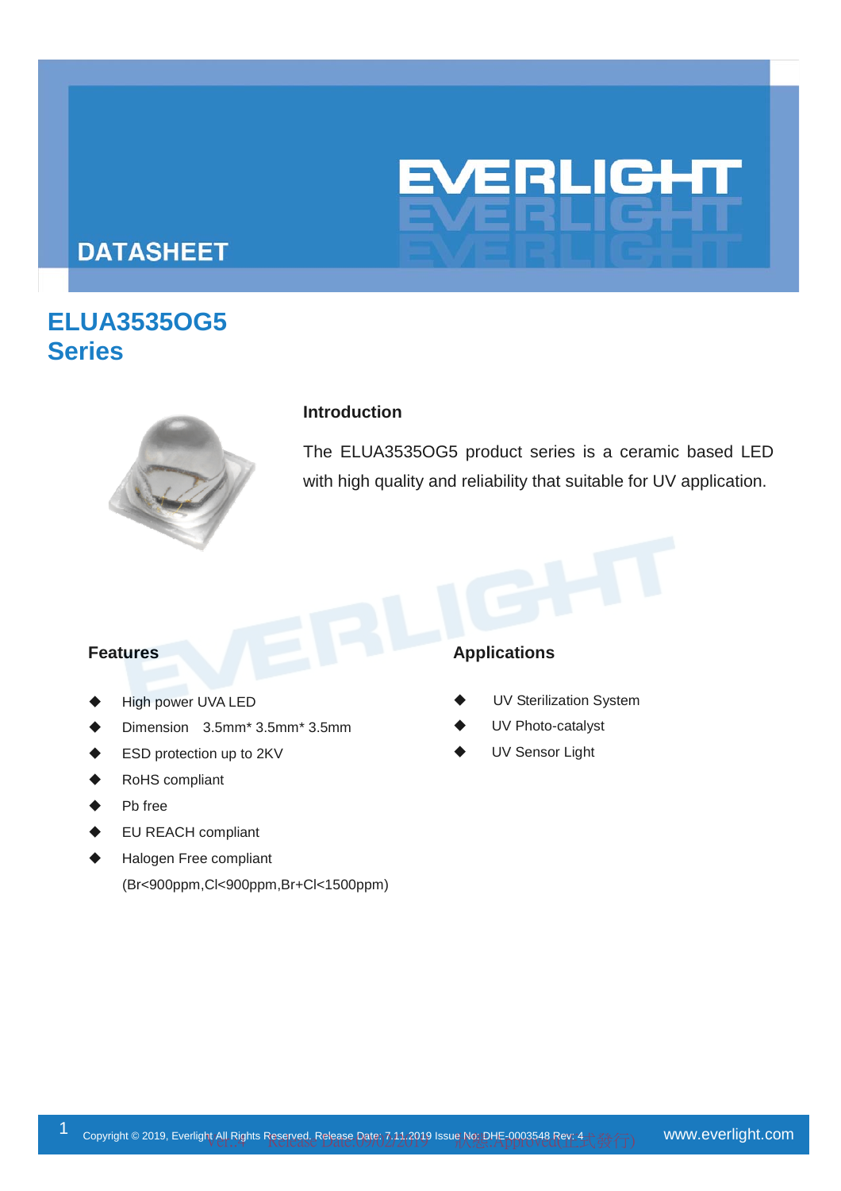# DATASHEET

# ELUA3535OG5 Series

## Introduction

The ELUA3535OG5 product series is a ceramic based LED with high quality and reliability that suitable for UV application.

## Features

- High power UVA LED
- Dimension 3.5mm* 3.5mm* 3.5mm
- ESD protection up to 2KV
- RoHS compliant
- Pb free
- EU REACH compliant
- Halogen Free compliant (Br<900ppm,Cl<900ppm,Br+Cl<1500ppm)

## Applications

- UV Sterilization System
- UV Photo-catalyst
- UV Sensor Light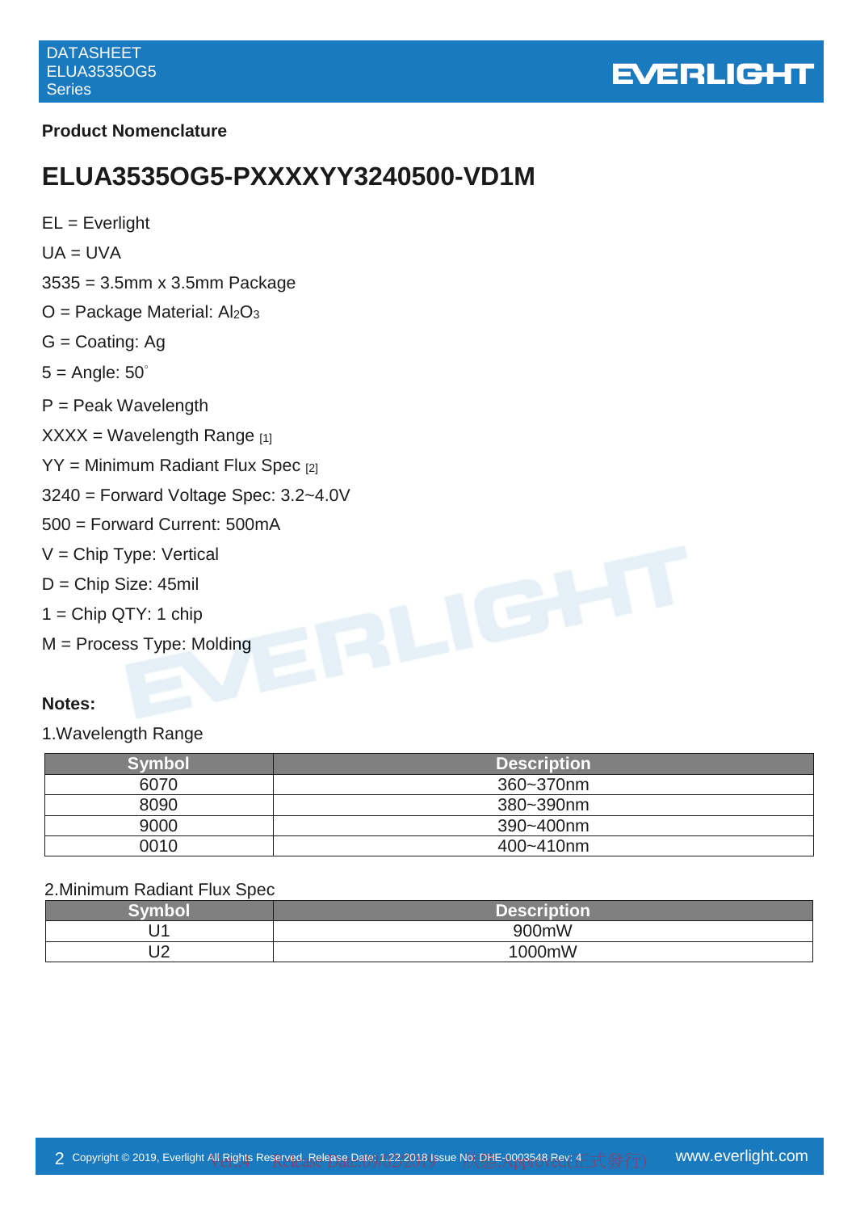## Product Nomenclature

# ELUA3535OG5-PXXXXYY3240500-VD1M

EL = Everlight

UA = UVA

3535 = 3.5mm x 3.5mm Package

O = Package Material: $Al_2O_3$

G = Coating: Ag

5 = Angle: 50°

P = Peak Wavelength

XXXX = Wavelength Range [1]

YY = Minimum Radiant Flux Spec [2]

3240 = Forward Voltage Spec: 3.2~4.0V

500 = Forward Current: 500mA

V = Chip Type: Vertical

D = Chip Size: 45mil

1 = Chip QTY: 1 chip

M = Process Type: Molding

**Notes:**

1.Wavelength Range

| Symbol | Description |
|---|---|
| 6070 | 360~370nm |
| 8090 | 380~390nm |
| 9000 | 390~400nm |
| 0010 | 400~410nm |

2.Minimum Radiant Flux Spec

| Symbol | Description |
|---|---|
| U1 | 900mW |
| U2 | 1000mW |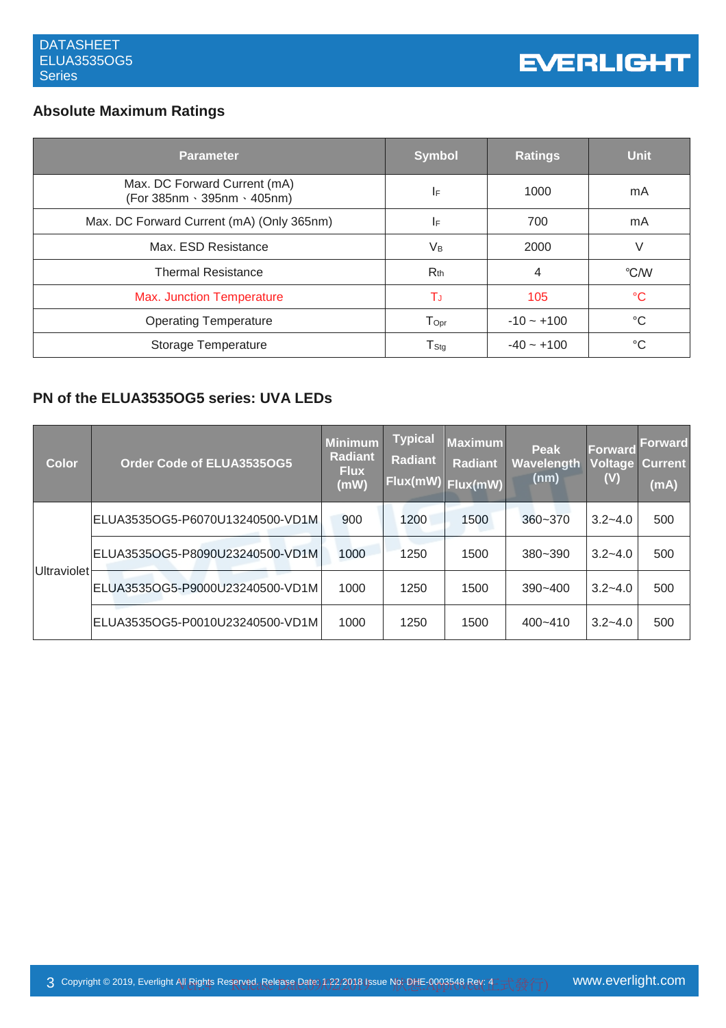## Absolute Maximum Ratings

| Parameter | Symbol | Ratings | Unit |
|---|---|---|---|
| Max. DC Forward Current (mA) (For 385nm、395nm、405nm) | $I_F$ | 1000 | mA |
| Max. DC Forward Current (mA) (Only 365nm) | $I_F$ | 700 | mA |
| Max. ESD Resistance | $V_B$ | 2000 | V |
| Thermal Resistance | $R_{th}$ | 4 | ℃/W |
| Max. Junction Temperature | $T_J$ | 105 | ℃ |
| Operating Temperature | $T_{Opr}$ | -10 ~ +100 | °C |
| Storage Temperature | $T_{Stg}$ | -40 ~ +100 | °C |

## PN of the ELUA3535OG5 series: UVA LEDs

| Color | Order Code of ELUA3535OG5 | Minimum Radiant Flux (mW) | Typical Radiant Flux(mW) | Maximum Radiant Flux(mW) | Peak Wavelength (nm) | Forward Voltage (V) | Forward Current (mA) |
|---|---|---|---|---|---|---|---|
| Ultraviolet | ELUA3535OG5-P6070U13240500-VD1M | 900 | 1200 | 1500 | 360~370 | 3.2~4.0 | 500 |
| | ELUA3535OG5-P8090U23240500-VD1M | 1000 | 1250 | 1500 | 380~390 | 3.2~4.0 | 500 |
| | ELUA3535OG5-P9000U23240500-VD1M | 1000 | 1250 | 1500 | 390~400 | 3.2~4.0 | 500 |
| | ELUA3535OG5-P0010U23240500-VD1M | 1000 | 1250 | 1500 | 400~410 | 3.2~4.0 | 500 |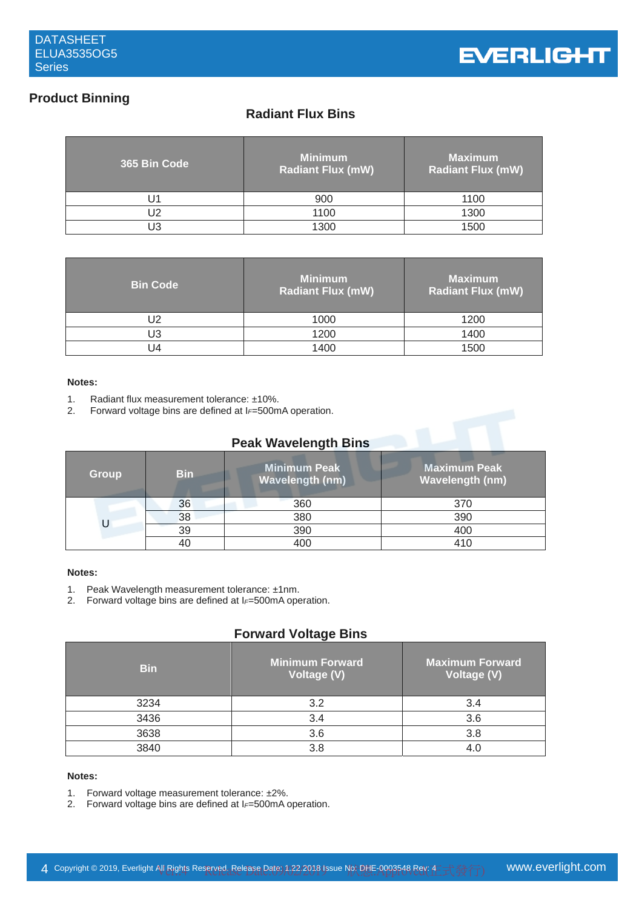## Product Binning

### Radiant Flux Bins

| 365 Bin Code | Minimum Radiant Flux (mW) | Maximum Radiant Flux (mW) |
|---|---|---|
| U1 | 900 | 1100 |
| U2 | 1100 | 1300 |
| U3 | 1300 | 1500 |

| Bin Code | Minimum Radiant Flux (mW) | Maximum Radiant Flux (mW) |
|---|---|---|
| U2 | 1000 | 1200 |
| U3 | 1200 | 1400 |
| U4 | 1400 | 1500 |

**Notes:**

1. Radiant flux measurement tolerance: ±10%.
2. Forward voltage bins are defined at $I_F$=500mA operation.

### Peak Wavelength Bins

| Group | Bin | Minimum Peak Wavelength (nm) | Maximum Peak Wavelength (nm) |
|---|---|---|---|
| U | 36 | 360 | 370 |
| | 38 | 380 | 390 |
| | 39 | 390 | 400 |
| | 40 | 400 | 410 |

**Notes:**

1. Peak Wavelength measurement tolerance: ±1nm.
2. Forward voltage bins are defined at $I_F$=500mA operation.

### Forward Voltage Bins

| Bin | Minimum Forward Voltage (V) | Maximum Forward Voltage (V) |
|---|---|---|
| 3234 | 3.2 | 3.4 |
| 3436 | 3.4 | 3.6 |
| 3638 | 3.6 | 3.8 |
| 3840 | 3.8 | 4.0 |

**Notes:**

1. Forward voltage measurement tolerance: ±2%.
2. Forward voltage bins are defined at $I_F$=500mA operation.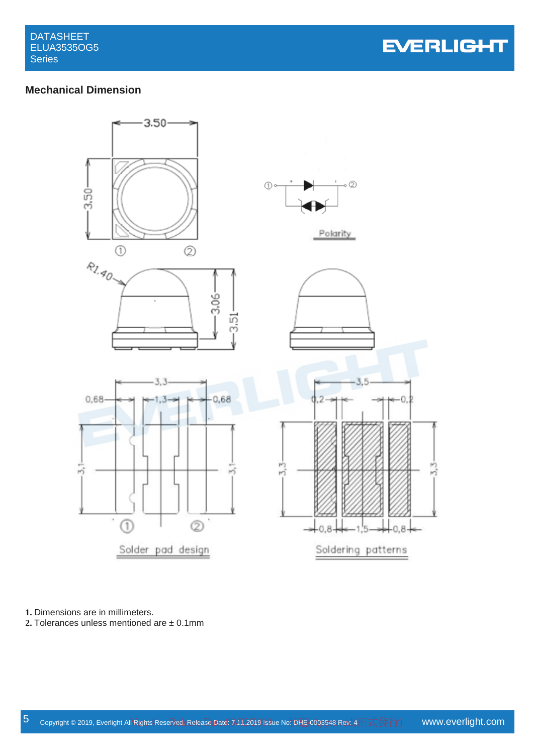## Mechanical Dimension

3.50

3.50

① ②

Polarity

R1.40

3.06

3.51

3,3

0,68 1,3 0,68

3,1 3,1

① ②

Solder pad design

3,5

0,2 0,2

3,3 3,3

0,8 1,5 0,8

Soldering patterns

1. Dimensions are in millimeters.
2. Tolerances unless mentioned are ± 0.1mm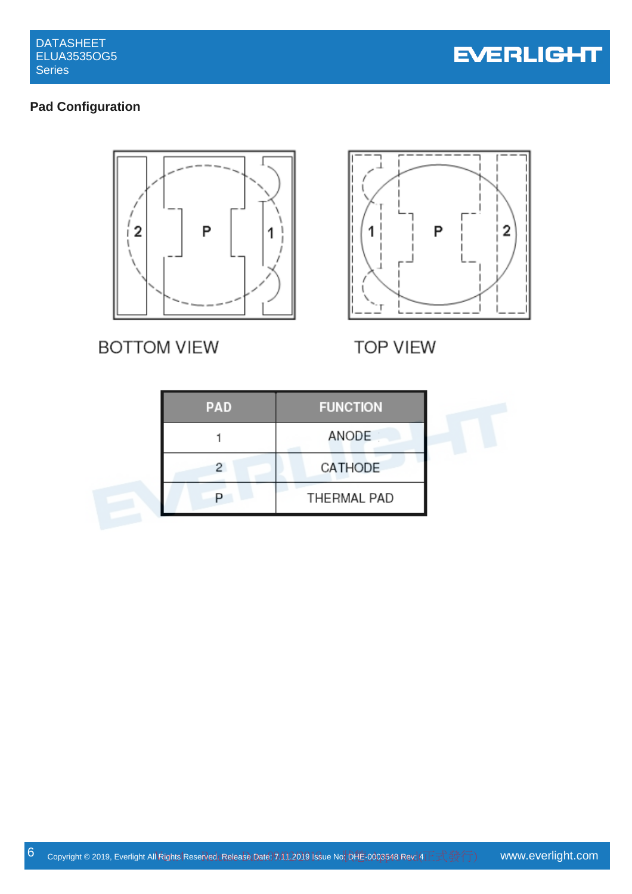## Pad Configuration

BOTTOM VIEW

TOP VIEW

| PAD | FUNCTION |
|---|---|
| 1 | ANODE |
| 2 | CATHODE |
| P | THERMAL PAD |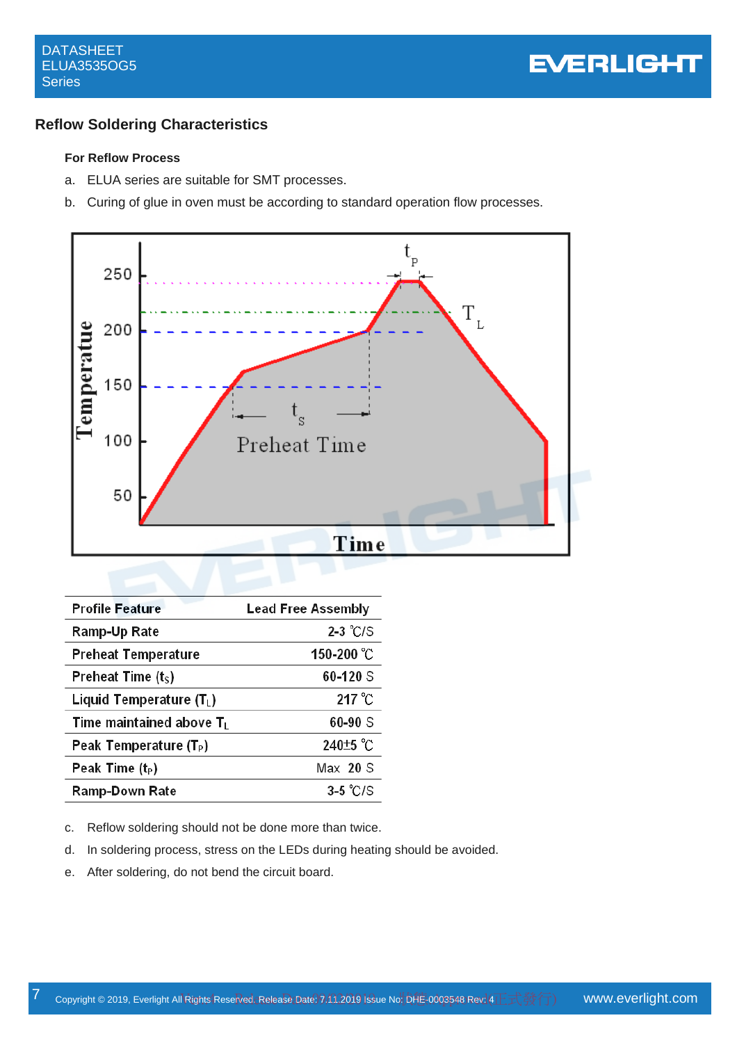## Reflow Soldering Characteristics

### For Reflow Process

a. ELUA series are suitable for SMT processes.

b. Curing of glue in oven must be according to standard operation flow processes.

| Profile Feature | Lead Free Assembly |
|---|---|
| Ramp-Up Rate | 2-3 ℃/S |
| Preheat Temperature | 150-200 ℃ |
| Preheat Time ($t_S$) | 60-120 S |
| Liquid Temperature ($T_L$) | 217 ℃ |
| Time maintained above $T_L$ | 60-90 S |
| Peak Temperature ($T_P$) | 240±5 ℃ |
| Peak Time ($t_P$) | Max 20 S |
| Ramp-Down Rate | 3-5 ℃/S |

c. Reflow soldering should not be done more than twice.

d. In soldering process, stress on the LEDs during heating should be avoided.

e. After soldering, do not bend the circuit board.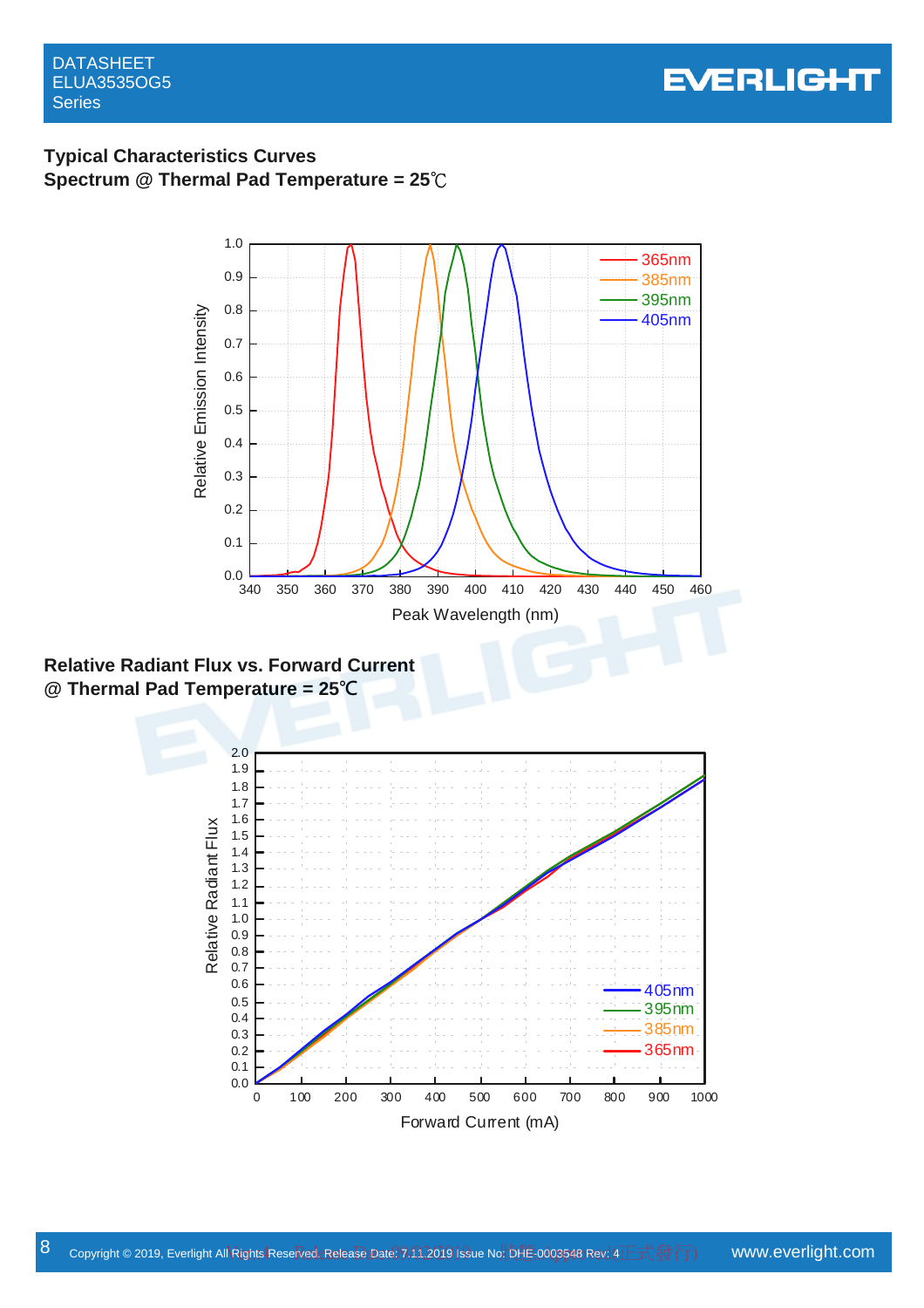## Typical Characteristics Curves

**Spectrum @ Thermal Pad Temperature = 25℃**

**Relative Radiant Flux vs. Forward Current @ Thermal Pad Temperature = 25℃**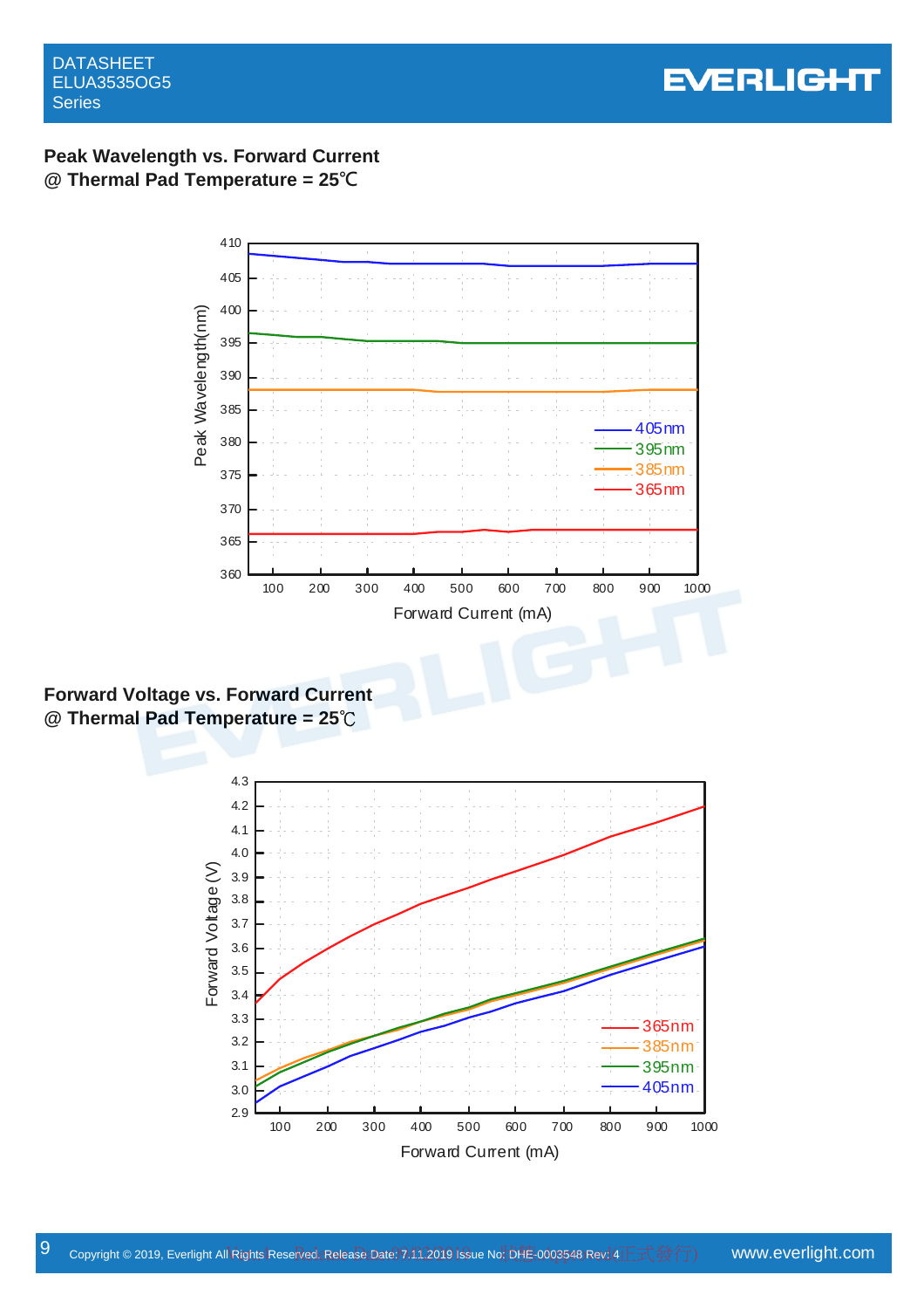## Peak Wavelength vs. Forward Current
## @ Thermal Pad Temperature = 25℃

## Forward Voltage vs. Forward Current
## @ Thermal Pad Temperature = 25℃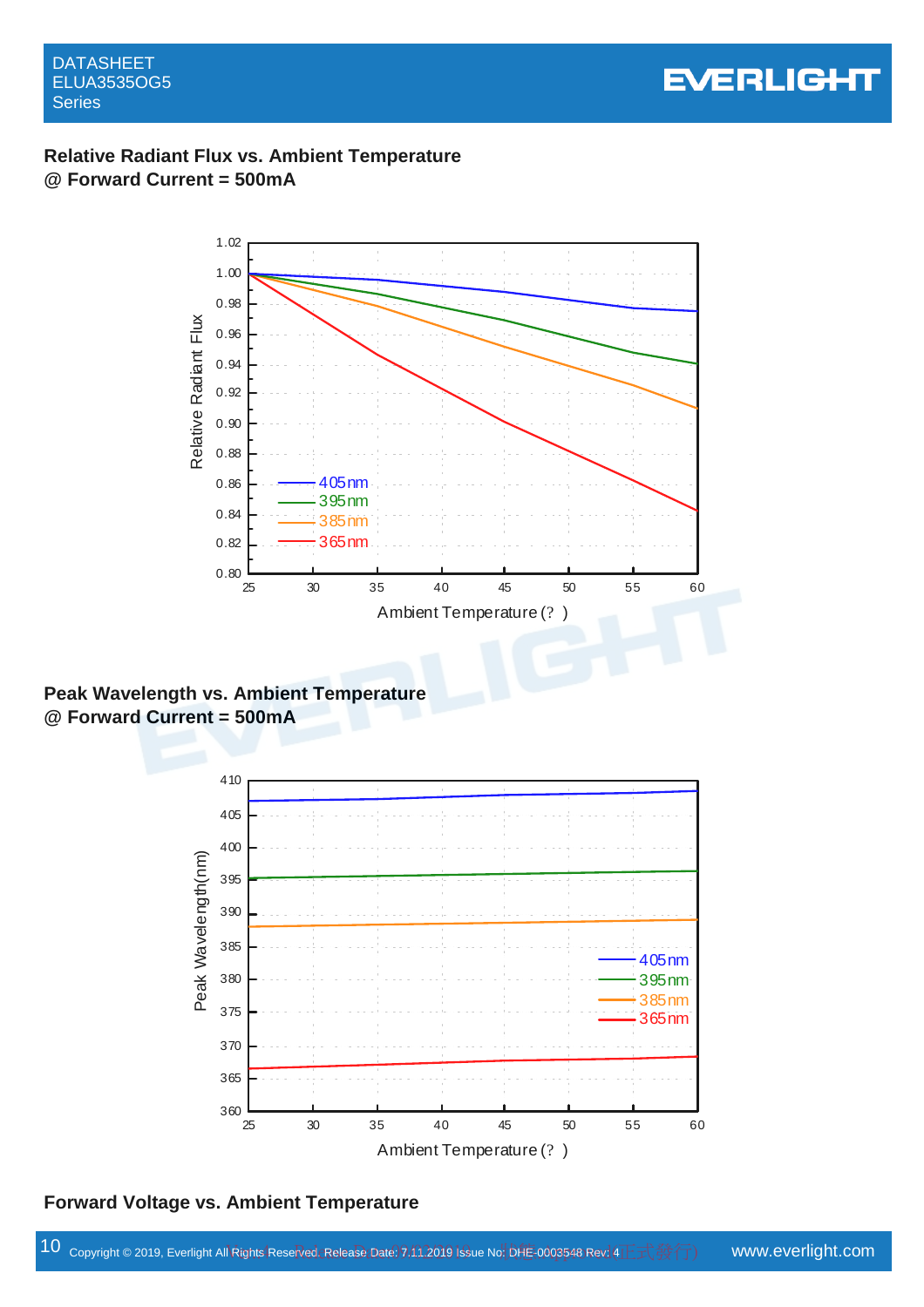## Relative Radiant Flux vs. Ambient Temperature
## @ Forward Current = 500mA

## Peak Wavelength vs. Ambient Temperature
## @ Forward Current = 500mA

## Forward Voltage vs. Ambient Temperature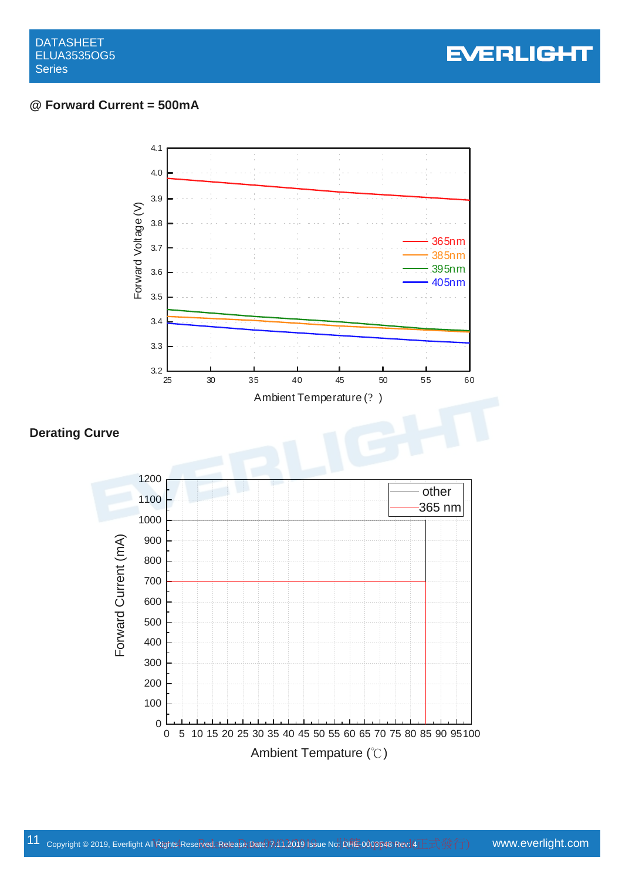@ Forward Current = 500mA

## Derating Curve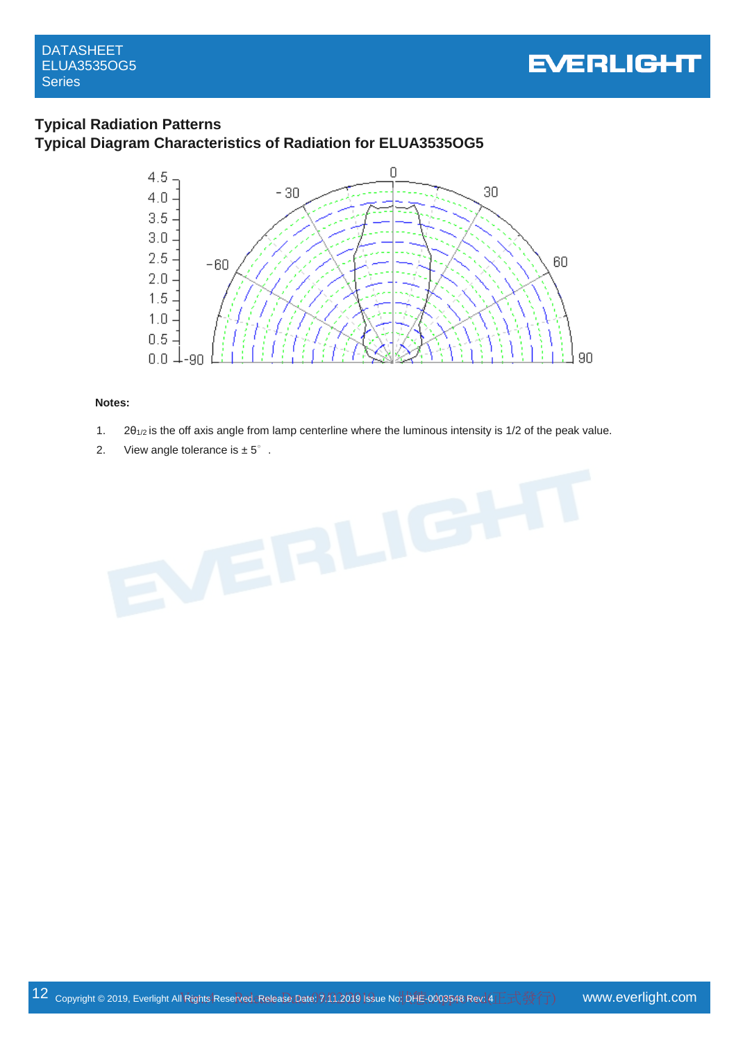## Typical Radiation Patterns

## Typical Diagram Characteristics of Radiation for ELUA3535OG5

**Notes:**

1. $2\theta_{1/2}$ is the off axis angle from lamp centerline where the luminous intensity is 1/2 of the peak value.
2. View angle tolerance is ± 5° .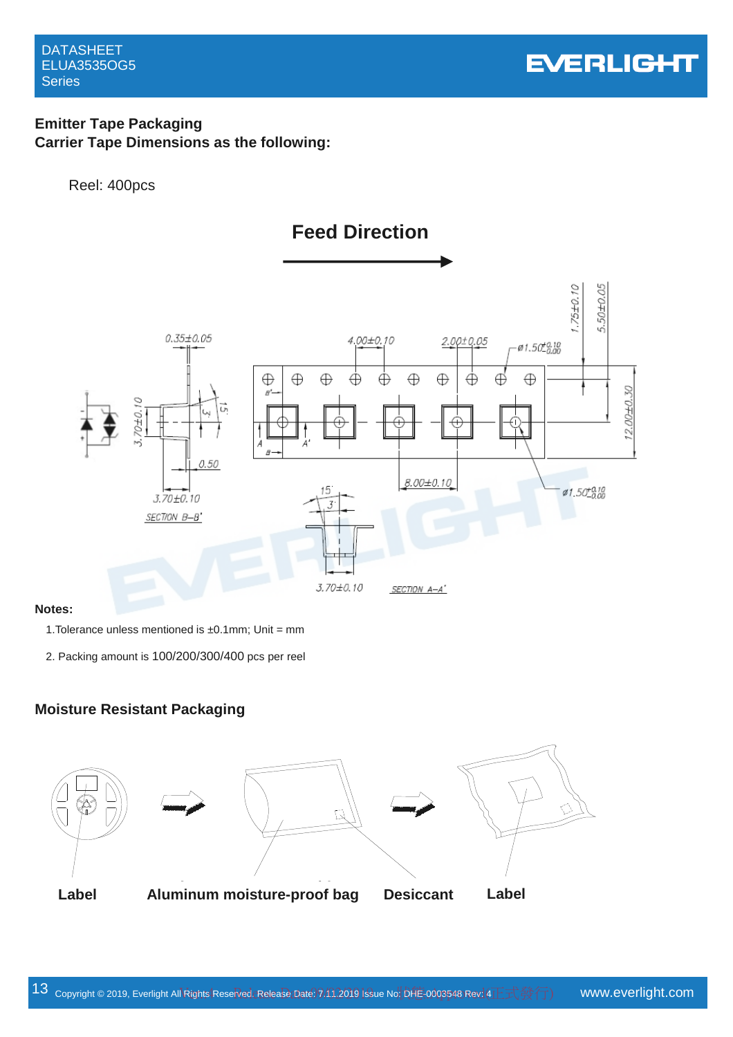## Emitter Tape Packaging

**Carrier Tape Dimensions as the following:**

Reel: 400pcs

**Feed Direction**

**Notes:**

1. Tolerance unless mentioned is ±0.1mm; Unit = mm
2. Packing amount is 100/200/300/400 pcs per reel

## Moisture Resistant Packaging

**Label** **Aluminum moisture-proof bag** **Desiccant** **Label**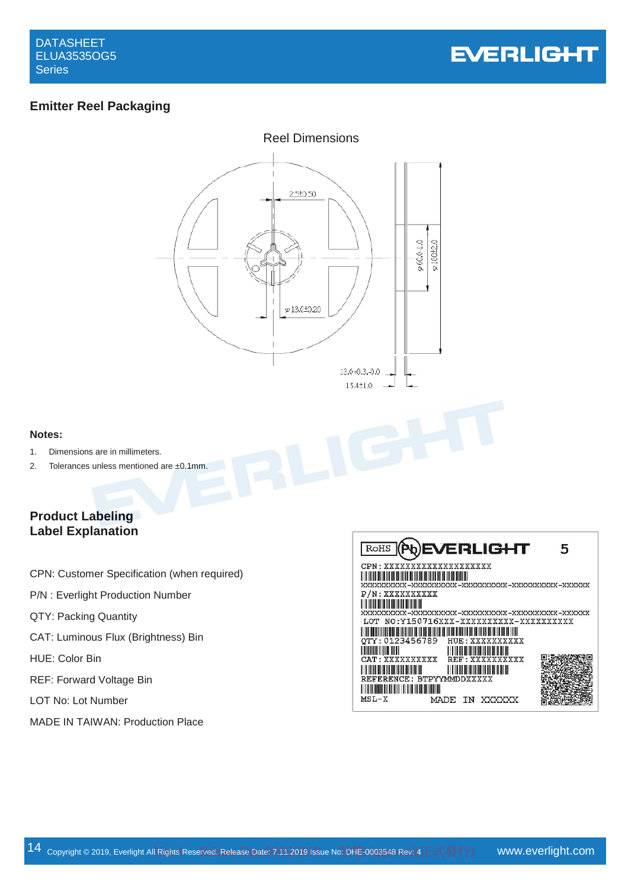## Emitter Reel Packaging

Reel Dimensions

2.5±0.50

φ13.0±0.20

φ60.0-1.0

φ180±2.0

13.0+0.3,-0.0

15.4±1.0

**Notes:**

1. Dimensions are in millimeters.
2. Tolerances unless mentioned are ±0.1mm.

## Product Labeling
## Label Explanation

CPN: Customer Specification (when required)

P/N : Everlight Production Number

QTY: Packing Quantity

CAT: Luminous Flux (Brightness) Bin

HUE: Color Bin

REF: Forward Voltage Bin

LOT No: Lot Number

MADE IN TAIWAN: Production Place

RoHS Pb EVERLIGHT 5
CPN: XXXXXXXXXXXXXXXXXXXX
XXXXXXXXXX-XXXXXXXXXX-XXXXXXXXXX-XXXXXXXXXX-XXXXXX
P/N: XXXXXXXXXX
XXXXXXXXXX-XXXXXXXXXX-XXXXXXXXXX-XXXXXXXXXX-XXXXXX
LOT NO:Y150716XXX-XXXXXXXXXX-XXXXXXXXXX
QTY: 0123456789 HUE: XXXXXXXXXX
CAT: XXXXXXXXXX REF: XXXXXXXXXX
REFERENCE: BTPYYMMDDXXXXX
MSL-X MADE IN XXXXXX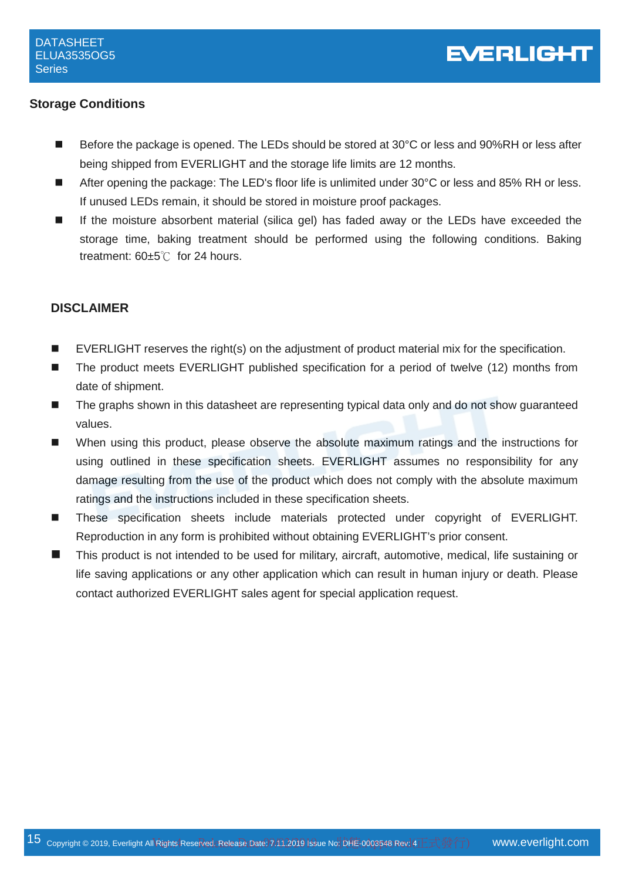## Storage Conditions

- Before the package is opened. The LEDs should be stored at 30°C or less and 90%RH or less after being shipped from EVERLIGHT and the storage life limits are 12 months.
- After opening the package: The LED's floor life is unlimited under 30°C or less and 85% RH or less. If unused LEDs remain, it should be stored in moisture proof packages.
- If the moisture absorbent material (silica gel) has faded away or the LEDs have exceeded the storage time, baking treatment should be performed using the following conditions. Baking treatment: 60±5℃ for 24 hours.

## DISCLAIMER

- EVERLIGHT reserves the right(s) on the adjustment of product material mix for the specification.
- The product meets EVERLIGHT published specification for a period of twelve (12) months from date of shipment.
- The graphs shown in this datasheet are representing typical data only and do not show guaranteed values.
- When using this product, please observe the absolute maximum ratings and the instructions for using outlined in these specification sheets. EVERLIGHT assumes no responsibility for any damage resulting from the use of the product which does not comply with the absolute maximum ratings and the instructions included in these specification sheets.
- These specification sheets include materials protected under copyright of EVERLIGHT. Reproduction in any form is prohibited without obtaining EVERLIGHT's prior consent.
- This product is not intended to be used for military, aircraft, automotive, medical, life sustaining or life saving applications or any other application which can result in human injury or death. Please contact authorized EVERLIGHT sales agent for special application request.